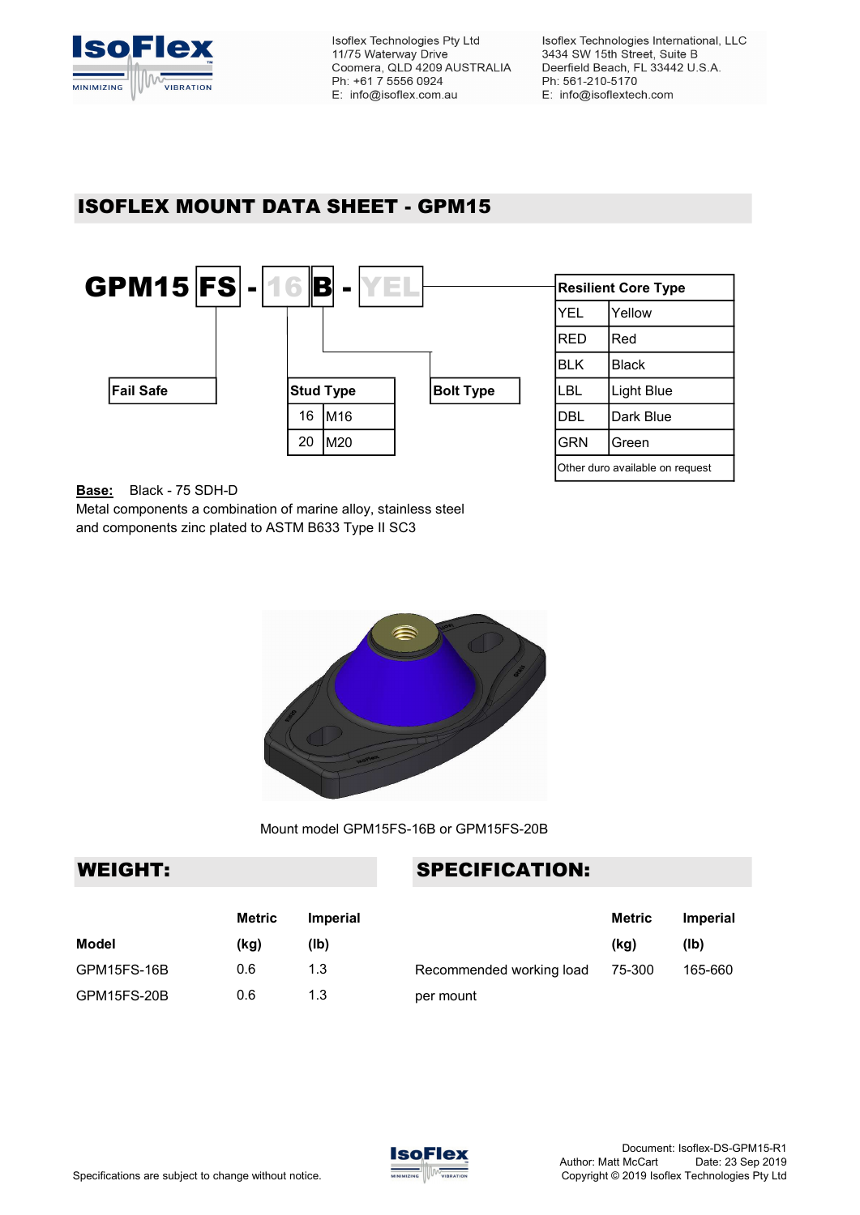Isoflex Technologies Pty Ltd
11/75 Waterway Drive
Coomera, QLD 4209 AUSTRALIA
Ph: +61 7 5556 0924
E: info@isoflex.com.au

Isoflex Technologies International, LLC
3434 SW 15th Street, Suite B
Deerfield Beach, FL 33442 U.S.A.
Ph: 561-210-5170
E: info@isoflextech.com

# ISOFLEX MOUNT DATA SHEET - GPM15

**GPM15 FS - 16 B - YEL**

**Fail Safe**: FS

**Stud Type**

| | |
|---|---|
| 16 | M16 |
| 20 | M20 |

**Bolt Type**: B

| **Resilient Core Type** | |
|---|---|
| YEL | Yellow |
| RED | Red |
| BLK | Black |
| LBL | Light Blue |
| DBL | Dark Blue |
| GRN | Green |
| Other duro available on request | |

**Base:** Black - 75 SDH-D
Metal components a combination of marine alloy, stainless steel and components zinc plated to ASTM B633 Type II SC3

Mount model GPM15FS-16B or GPM15FS-20B

## WEIGHT:

| Model | Metric (kg) | Imperial (lb) |
|---|---|---|
| GPM15FS-16B | 0.6 | 1.3 |
| GPM15FS-20B | 0.6 | 1.3 |

## SPECIFICATION:

| | Metric (kg) | Imperial (lb) |
|---|---|---|
| Recommended working load per mount | 75-300 | 165-660 |

Specifications are subject to change without notice.

Document: Isoflex-DS-GPM15-R1
Author: Matt McCart Date: 23 Sep 2019
Copyright © 2019 Isoflex Technologies Pty Ltd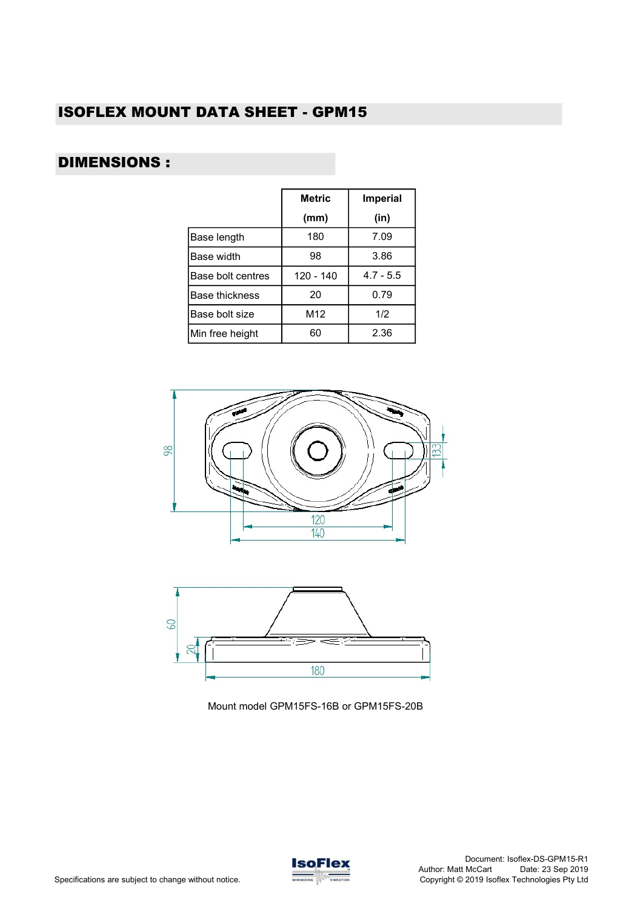# ISOFLEX MOUNT DATA SHEET - GPM15

## DIMENSIONS :

| | Metric (mm) | Imperial (in) |
|---|---|---|
| Base length | 180 | 7.09 |
| Base width | 98 | 3.86 |
| Base bolt centres | 120 - 140 | 4.7 - 5.5 |
| Base thickness | 20 | 0.79 |
| Base bolt size | M12 | 1/2 |
| Min free height | 60 | 2.36 |

Mount model GPM15FS-16B or GPM15FS-20B

Specifications are subject to change without notice.

Document: Isoflex-DS-GPM15-R1
Author: Matt McCart Date: 23 Sep 2019
Copyright © 2019 Isoflex Technologies Pty Ltd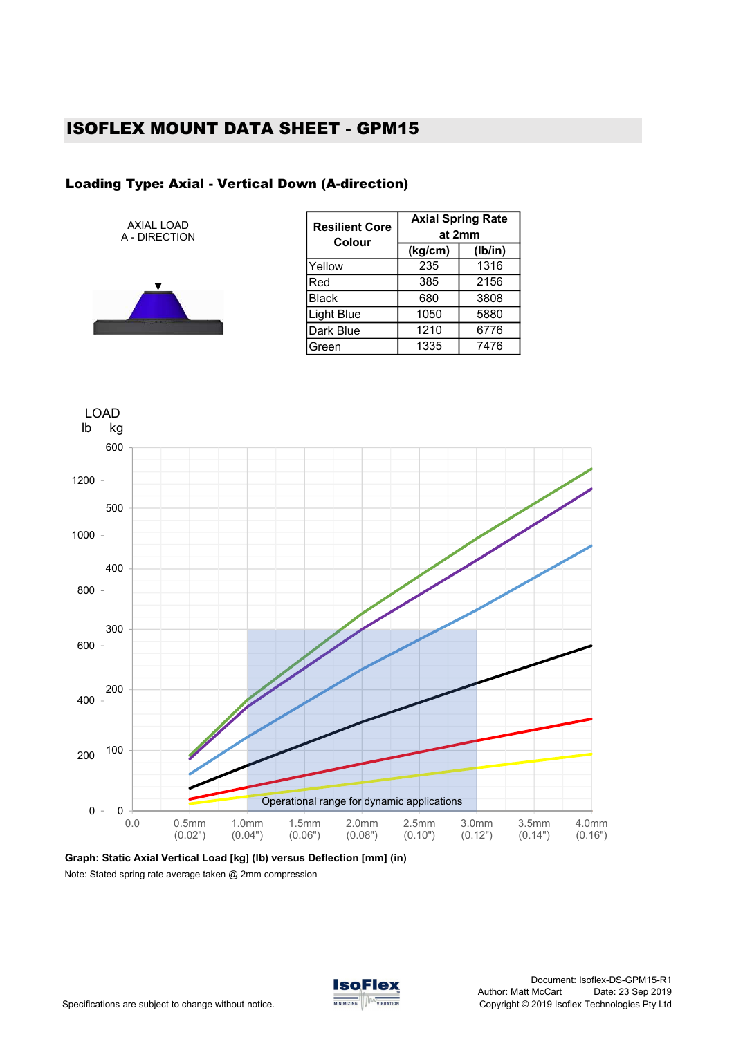# ISOFLEX MOUNT DATA SHEET - GPM15

## Loading Type: Axial - Vertical Down (A-direction)

AXIAL LOAD
A - DIRECTION

| Resilient Core Colour | Axial Spring Rate at 2mm | |
|---|---|---|
| | (kg/cm) | (lb/in) |
| Yellow | 235 | 1316 |
| Red | 385 | 2156 |
| Black | 680 | 3808 |
| Light Blue | 1050 | 5880 |
| Dark Blue | 1210 | 6776 |
| Green | 1335 | 7476 |

LOAD
lb kg

600
1200
500
1000
400
800
300
600
200
400
100
200
0 0

0.0
0.5mm (0.02")
1.0mm (0.04")
1.5mm (0.06")
2.0mm (0.08")
2.5mm (0.10")
3.0mm (0.12")
3.5mm (0.14")
4.0mm (0.16")

Operational range for dynamic applications

**Graph: Static Axial Vertical Load [kg] (lb) versus Deflection [mm] (in)**

Note: Stated spring rate average taken @ 2mm compression

Specifications are subject to change without notice.

Document: Isoflex-DS-GPM15-R1
Author: Matt McCart Date: 23 Sep 2019
Copyright © 2019 Isoflex Technologies Pty Ltd